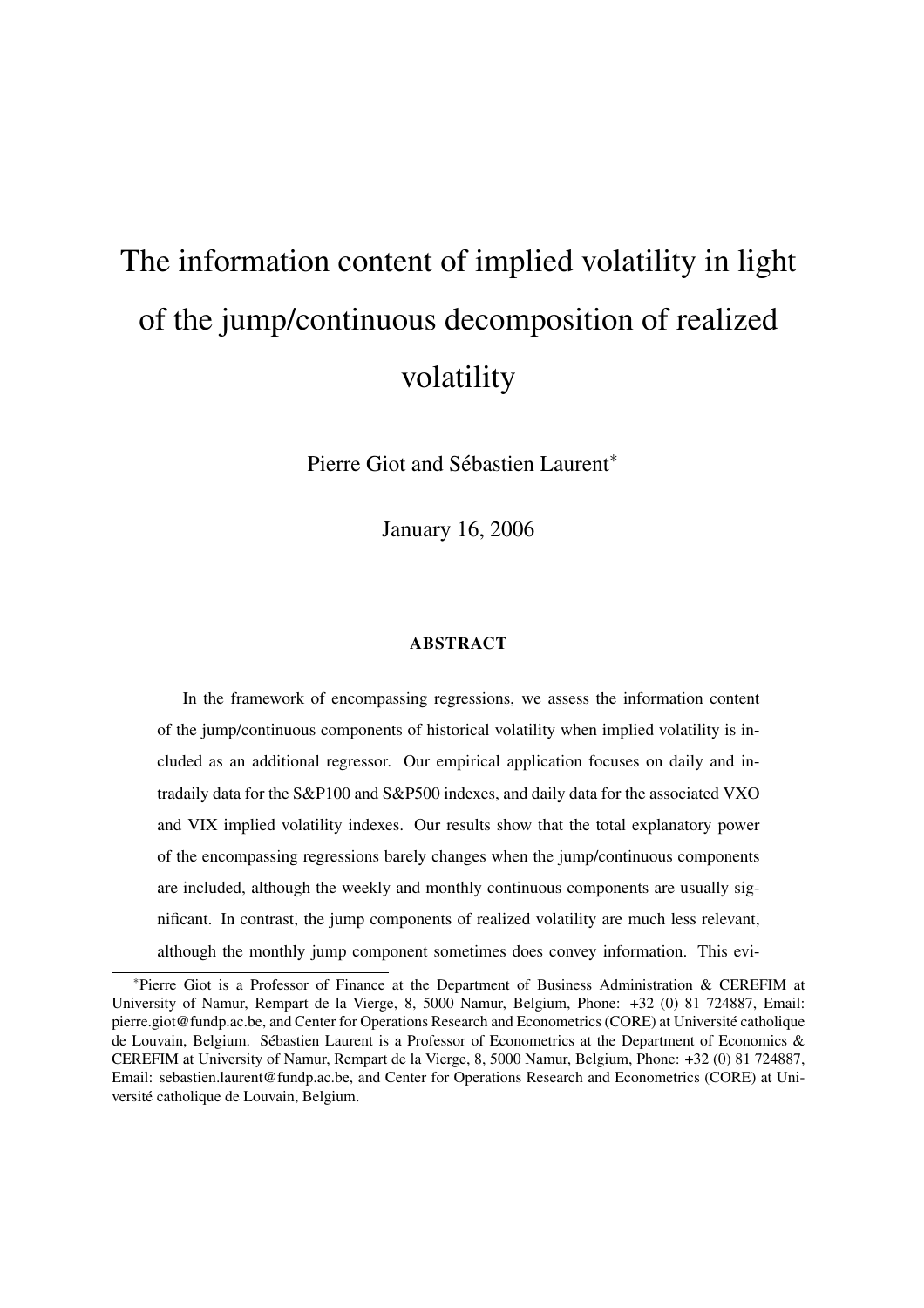# The information content of implied volatility in light of the jump/continuous decomposition of realized volatility

Pierre Giot and Sébastien Laurent*

January 16, 2006

**ABSTRACT**

In the framework of encompassing regressions, we assess the information content of the jump/continuous components of historical volatility when implied volatility is included as an additional regressor. Our empirical application focuses on daily and intradaily data for the S&P100 and S&P500 indexes, and daily data for the associated VXO and VIX implied volatility indexes. Our results show that the total explanatory power of the encompassing regressions barely changes when the jump/continuous components are included, although the weekly and monthly continuous components are usually significant. In contrast, the jump components of realized volatility are much less relevant, although the monthly jump component sometimes does convey information. This evi-

*Pierre Giot is a Professor of Finance at the Department of Business Administration & CEREFIM at University of Namur, Rempart de la Vierge, 8, 5000 Namur, Belgium, Phone: +32 (0) 81 724887, Email: pierre.giot@fundp.ac.be, and Center for Operations Research and Econometrics (CORE) at Université catholique de Louvain, Belgium. Sébastien Laurent is a Professor of Econometrics at the Department of Economics & CEREFIM at University of Namur, Rempart de la Vierge, 8, 5000 Namur, Belgium, Phone: +32 (0) 81 724887, Email: sebastien.laurent@fundp.ac.be, and Center for Operations Research and Econometrics (CORE) at Université catholique de Louvain, Belgium.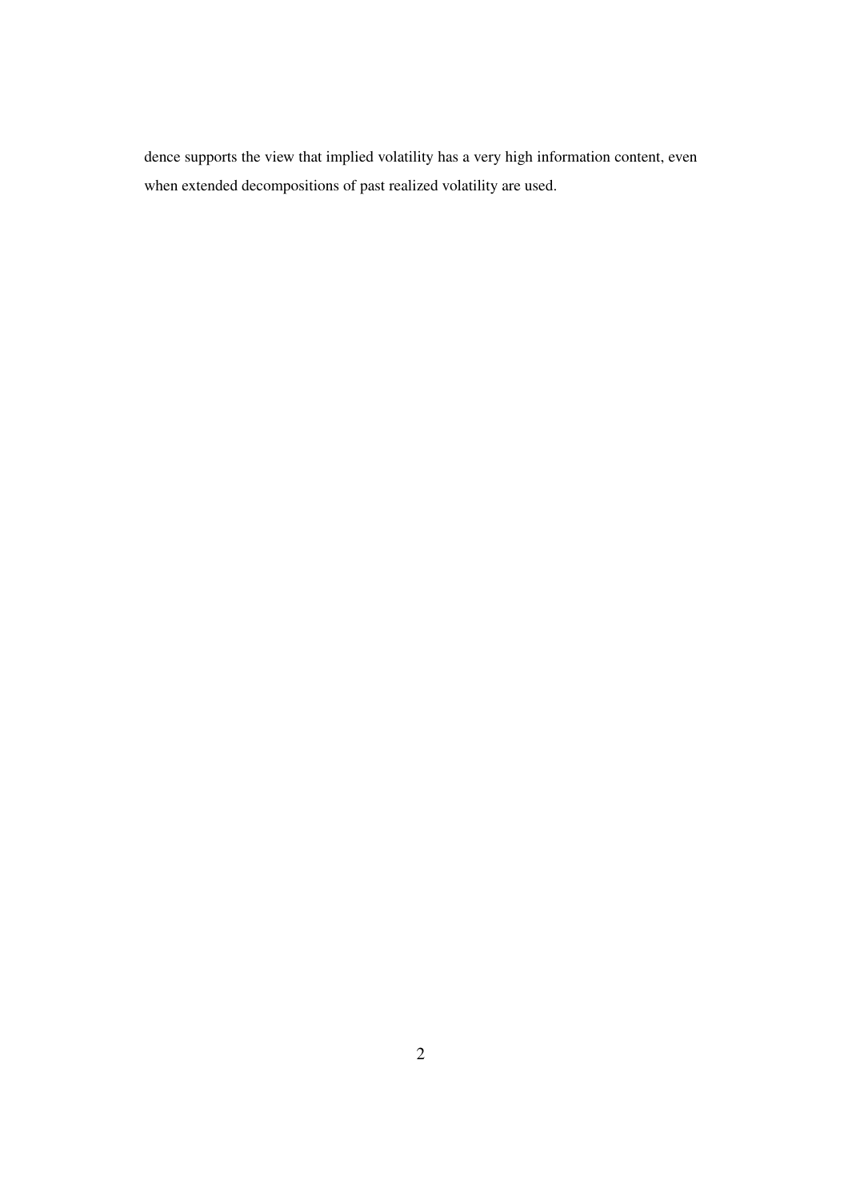dence supports the view that implied volatility has a very high information content, even when extended decompositions of past realized volatility are used.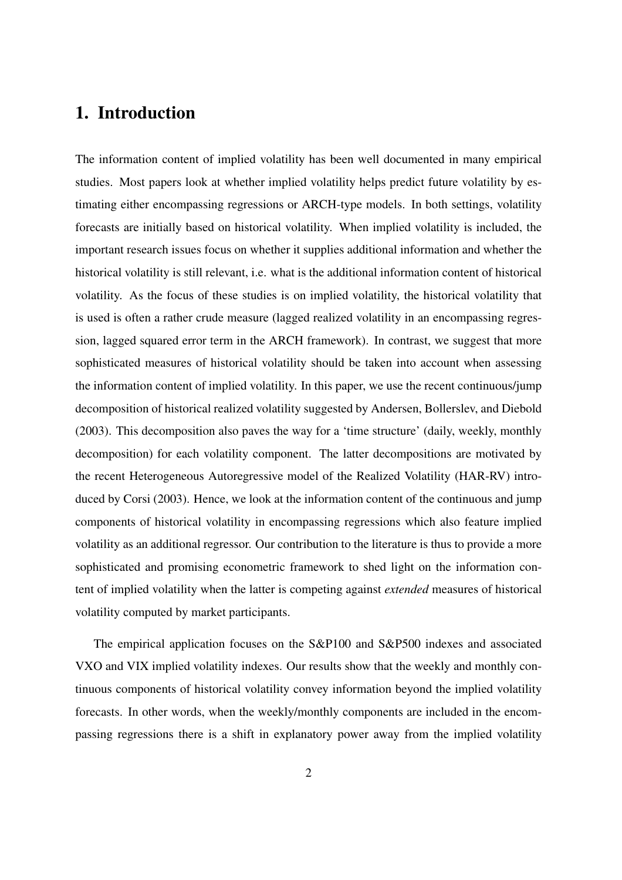# 1. Introduction

The information content of implied volatility has been well documented in many empirical studies. Most papers look at whether implied volatility helps predict future volatility by estimating either encompassing regressions or ARCH-type models. In both settings, volatility forecasts are initially based on historical volatility. When implied volatility is included, the important research issues focus on whether it supplies additional information and whether the historical volatility is still relevant, i.e. what is the additional information content of historical volatility. As the focus of these studies is on implied volatility, the historical volatility that is used is often a rather crude measure (lagged realized volatility in an encompassing regression, lagged squared error term in the ARCH framework). In contrast, we suggest that more sophisticated measures of historical volatility should be taken into account when assessing the information content of implied volatility. In this paper, we use the recent continuous/jump decomposition of historical realized volatility suggested by Andersen, Bollerslev, and Diebold (2003). This decomposition also paves the way for a 'time structure' (daily, weekly, monthly decomposition) for each volatility component. The latter decompositions are motivated by the recent Heterogeneous Autoregressive model of the Realized Volatility (HAR-RV) introduced by Corsi (2003). Hence, we look at the information content of the continuous and jump components of historical volatility in encompassing regressions which also feature implied volatility as an additional regressor. Our contribution to the literature is thus to provide a more sophisticated and promising econometric framework to shed light on the information content of implied volatility when the latter is competing against *extended* measures of historical volatility computed by market participants.

The empirical application focuses on the S&P100 and S&P500 indexes and associated VXO and VIX implied volatility indexes. Our results show that the weekly and monthly continuous components of historical volatility convey information beyond the implied volatility forecasts. In other words, when the weekly/monthly components are included in the encompassing regressions there is a shift in explanatory power away from the implied volatility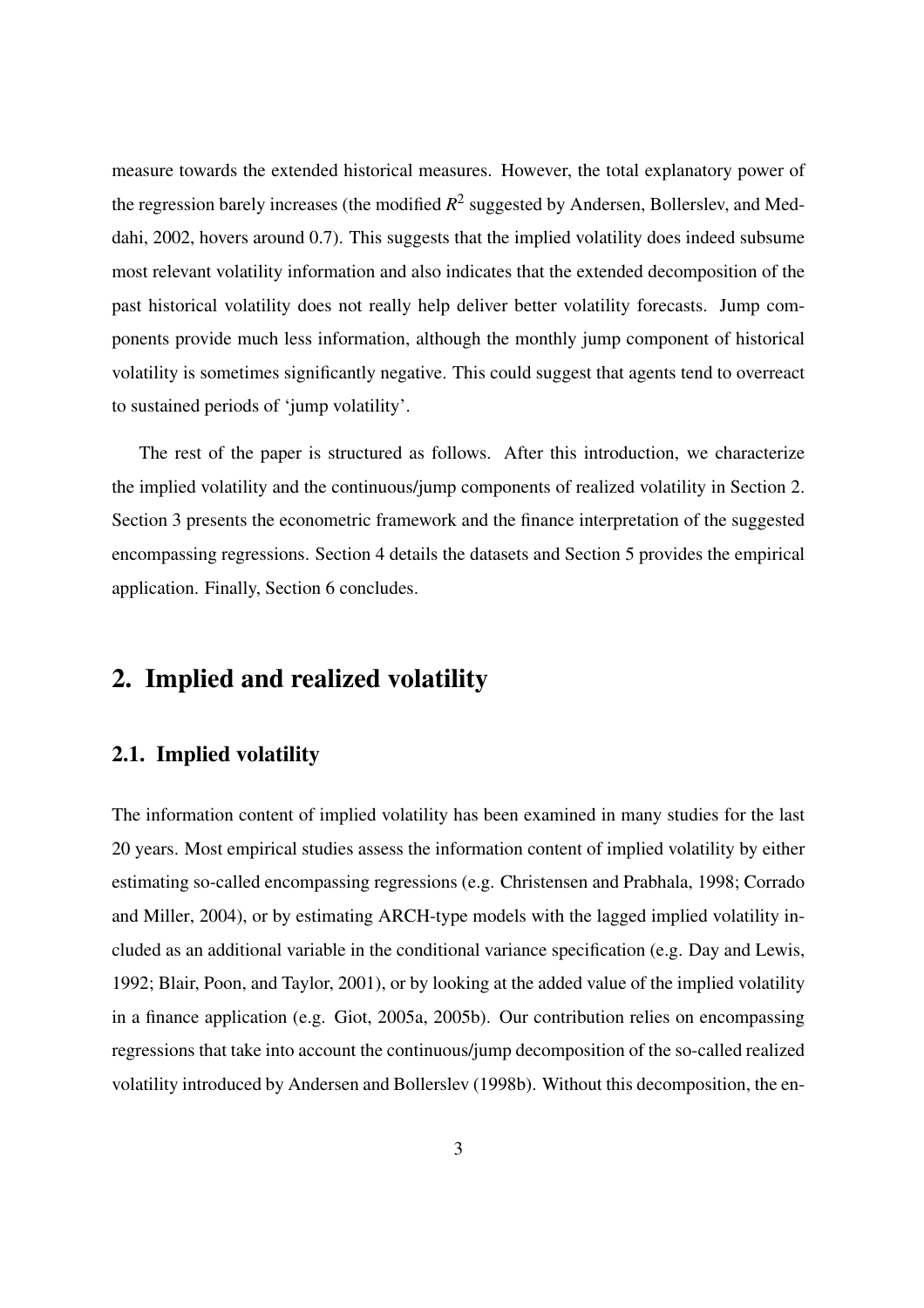measure towards the extended historical measures. However, the total explanatory power of the regression barely increases (the modified $R^2$ suggested by Andersen, Bollerslev, and Meddahi, 2002, hovers around 0.7). This suggests that the implied volatility does indeed subsume most relevant volatility information and also indicates that the extended decomposition of the past historical volatility does not really help deliver better volatility forecasts. Jump components provide much less information, although the monthly jump component of historical volatility is sometimes significantly negative. This could suggest that agents tend to overreact to sustained periods of 'jump volatility'.

The rest of the paper is structured as follows. After this introduction, we characterize the implied volatility and the continuous/jump components of realized volatility in Section 2. Section 3 presents the econometric framework and the finance interpretation of the suggested encompassing regressions. Section 4 details the datasets and Section 5 provides the empirical application. Finally, Section 6 concludes.

## 2. Implied and realized volatility

### 2.1. Implied volatility

The information content of implied volatility has been examined in many studies for the last 20 years. Most empirical studies assess the information content of implied volatility by either estimating so-called encompassing regressions (e.g. Christensen and Prabhala, 1998; Corrado and Miller, 2004), or by estimating ARCH-type models with the lagged implied volatility included as an additional variable in the conditional variance specification (e.g. Day and Lewis, 1992; Blair, Poon, and Taylor, 2001), or by looking at the added value of the implied volatility in a finance application (e.g. Giot, 2005a, 2005b). Our contribution relies on encompassing regressions that take into account the continuous/jump decomposition of the so-called realized volatility introduced by Andersen and Bollerslev (1998b). Without this decomposition, the en-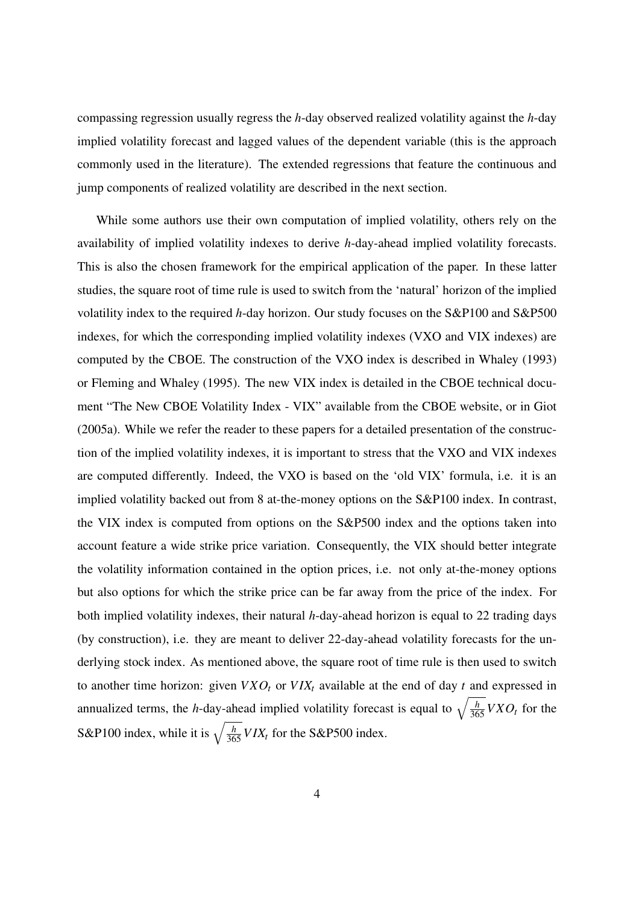compassing regression usually regress the $h$-day observed realized volatility against the $h$-day implied volatility forecast and lagged values of the dependent variable (this is the approach commonly used in the literature). The extended regressions that feature the continuous and jump components of realized volatility are described in the next section.

While some authors use their own computation of implied volatility, others rely on the availability of implied volatility indexes to derive $h$-day-ahead implied volatility forecasts. This is also the chosen framework for the empirical application of the paper. In these latter studies, the square root of time rule is used to switch from the 'natural' horizon of the implied volatility index to the required $h$-day horizon. Our study focuses on the S&P100 and S&P500 indexes, for which the corresponding implied volatility indexes (VXO and VIX indexes) are computed by the CBOE. The construction of the VXO index is described in Whaley (1993) or Fleming and Whaley (1995). The new VIX index is detailed in the CBOE technical document "The New CBOE Volatility Index - VIX" available from the CBOE website, or in Giot (2005a). While we refer the reader to these papers for a detailed presentation of the construction of the implied volatility indexes, it is important to stress that the VXO and VIX indexes are computed differently. Indeed, the VXO is based on the 'old VIX' formula, i.e. it is an implied volatility backed out from 8 at-the-money options on the S&P100 index. In contrast, the VIX index is computed from options on the S&P500 index and the options taken into account feature a wide strike price variation. Consequently, the VIX should better integrate the volatility information contained in the option prices, i.e. not only at-the-money options but also options for which the strike price can be far away from the price of the index. For both implied volatility indexes, their natural $h$-day-ahead horizon is equal to 22 trading days (by construction), i.e. they are meant to deliver 22-day-ahead volatility forecasts for the underlying stock index. As mentioned above, the square root of time rule is then used to switch to another time horizon: given $VXO_t$ or $VIX_t$ available at the end of day $t$ and expressed in annualized terms, the $h$-day-ahead implied volatility forecast is equal to $\sqrt{\frac{h}{365}}VXO_t$ for the S&P100 index, while it is $\sqrt{\frac{h}{365}}VIX_t$ for the S&P500 index.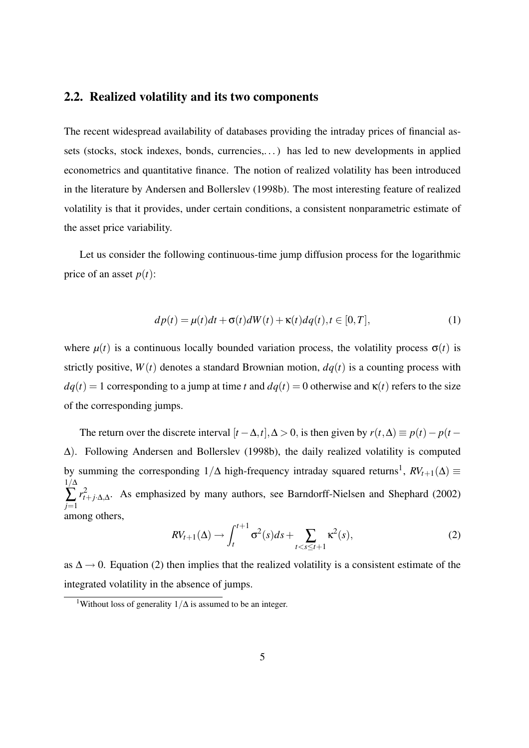## 2.2. Realized volatility and its two components

The recent widespread availability of databases providing the intraday prices of financial assets (stocks, stock indexes, bonds, currencies,...) has led to new developments in applied econometrics and quantitative finance. The notion of realized volatility has been introduced in the literature by Andersen and Bollerslev (1998b). The most interesting feature of realized volatility is that it provides, under certain conditions, a consistent nonparametric estimate of the asset price variability.

Let us consider the following continuous-time jump diffusion process for the logarithmic price of an asset $p(t)$:

$$dp(t) = \mu(t)dt + \sigma(t)dW(t) + \kappa(t)dq(t), t \in [0,T], \tag{1}$$

where $\mu(t)$ is a continuous locally bounded variation process, the volatility process $\sigma(t)$ is strictly positive, $W(t)$ denotes a standard Brownian motion, $dq(t)$ is a counting process with $dq(t) = 1$ corresponding to a jump at time $t$ and $dq(t) = 0$ otherwise and $\kappa(t)$ refers to the size of the corresponding jumps.

The return over the discrete interval $[t-\Delta, t], \Delta > 0$, is then given by $r(t,\Delta) \equiv p(t) - p(t-\Delta)$. Following Andersen and Bollerslev (1998b), the daily realized volatility is computed by summing the corresponding $1/\Delta$ high-frequency intraday squared returns[1], $RV_{t+1}(\Delta) \equiv \sum_{j=1}^{1/\Delta} r^2_{t+j\cdot\Delta,\Delta}$. As emphasized by many authors, see Barndorff-Nielsen and Shephard (2002) among others,

$$RV_{t+1}(\Delta) \to \int_t^{t+1} \sigma^2(s)ds + \sum_{t<s\leq t+1} \kappa^2(s), \tag{2}$$

as $\Delta \to 0$. Equation (2) then implies that the realized volatility is a consistent estimate of the integrated volatility in the absence of jumps.

[1] Without loss of generality $1/\Delta$ is assumed to be an integer.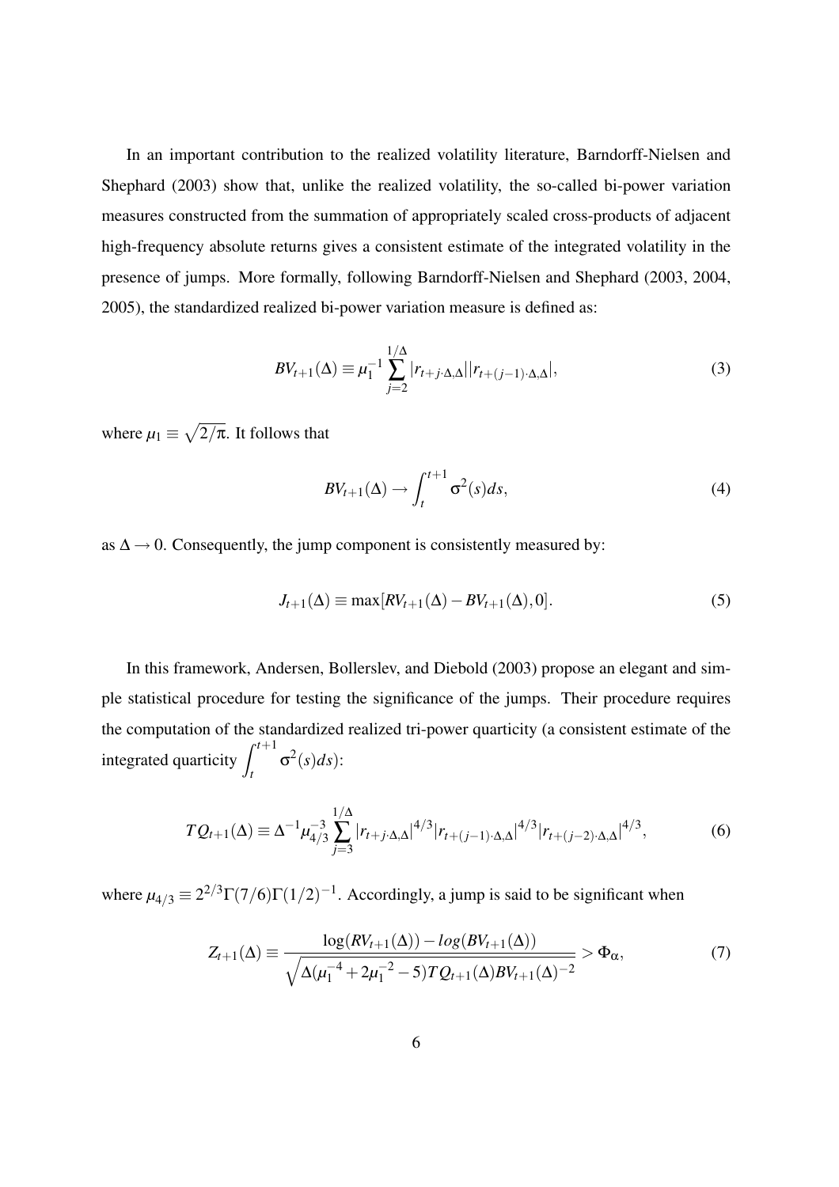In an important contribution to the realized volatility literature, Barndorff-Nielsen and Shephard (2003) show that, unlike the realized volatility, the so-called bi-power variation measures constructed from the summation of appropriately scaled cross-products of adjacent high-frequency absolute returns gives a consistent estimate of the integrated volatility in the presence of jumps. More formally, following Barndorff-Nielsen and Shephard (2003, 2004, 2005), the standardized realized bi-power variation measure is defined as:

$$BV_{t+1}(\Delta) \equiv \mu_1^{-1} \sum_{j=2}^{1/\Delta} |r_{t+j\cdot\Delta,\Delta}||r_{t+(j-1)\cdot\Delta,\Delta}|, \tag{3}$$

where $\mu_1 \equiv \sqrt{2/\pi}$. It follows that

$$BV_{t+1}(\Delta) \rightarrow \int_t^{t+1} \sigma^2(s)ds, \tag{4}$$

as $\Delta \rightarrow 0$. Consequently, the jump component is consistently measured by:

$$J_{t+1}(\Delta) \equiv \max[RV_{t+1}(\Delta) - BV_{t+1}(\Delta), 0]. \tag{5}$$

In this framework, Andersen, Bollerslev, and Diebold (2003) propose an elegant and simple statistical procedure for testing the significance of the jumps. Their procedure requires the computation of the standardized realized tri-power quarticity (a consistent estimate of the integrated quarticity $\int_t^{t+1} \sigma^2(s)ds$):

$$TQ_{t+1}(\Delta) \equiv \Delta^{-1} \mu_{4/3}^{-3} \sum_{j=3}^{1/\Delta} |r_{t+j\cdot\Delta,\Delta}|^{4/3} |r_{t+(j-1)\cdot\Delta,\Delta}|^{4/3} |r_{t+(j-2)\cdot\Delta,\Delta}|^{4/3}, \tag{6}$$

where $\mu_{4/3} \equiv 2^{2/3}\Gamma(7/6)\Gamma(1/2)^{-1}$. Accordingly, a jump is said to be significant when

$$Z_{t+1}(\Delta) \equiv \frac{\log(RV_{t+1}(\Delta)) - log(BV_{t+1}(\Delta))}{\sqrt{\Delta(\mu_1^{-4} + 2\mu_1^{-2} - 5)TQ_{t+1}(\Delta)BV_{t+1}(\Delta)^{-2}}} > \Phi_\alpha, \tag{7}$$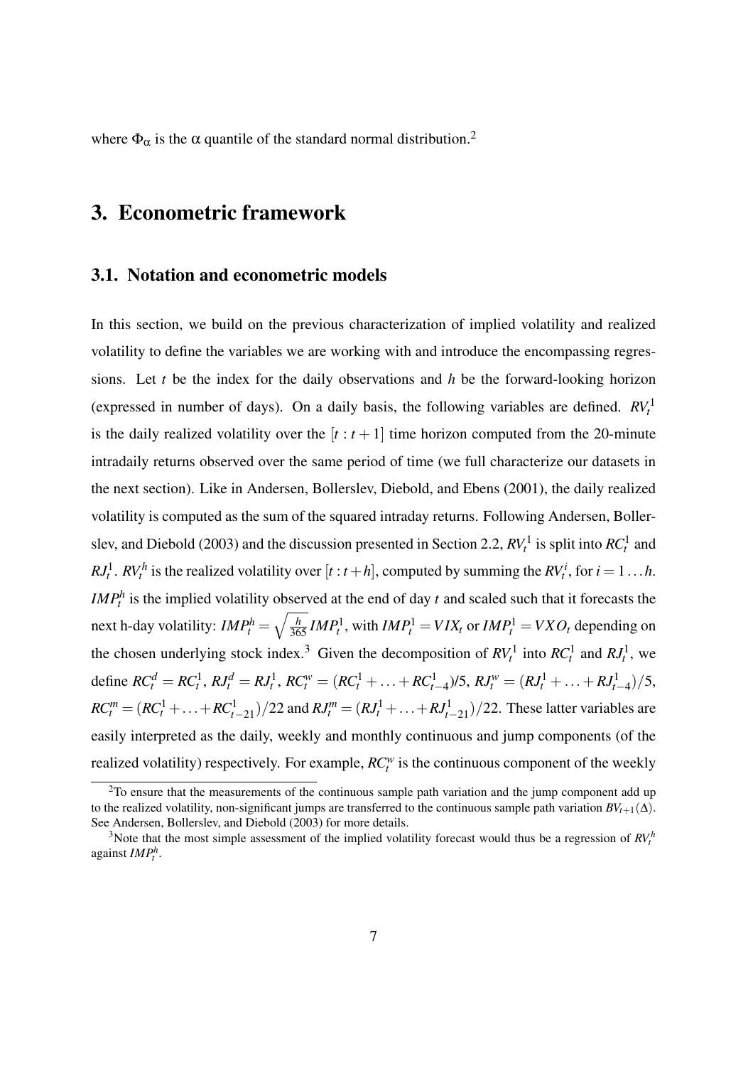where $\Phi_\alpha$ is the $\alpha$ quantile of the standard normal distribution.[2]

# 3. Econometric framework

## 3.1. Notation and econometric models

In this section, we build on the previous characterization of implied volatility and realized volatility to define the variables we are working with and introduce the encompassing regressions. Let $t$ be the index for the daily observations and $h$ be the forward-looking horizon (expressed in number of days). On a daily basis, the following variables are defined. $RV_t^1$ is the daily realized volatility over the $[t:t+1]$ time horizon computed from the 20-minute intradaily returns observed over the same period of time (we full characterize our datasets in the next section). Like in Andersen, Bollerslev, Diebold, and Ebens (2001), the daily realized volatility is computed as the sum of the squared intraday returns. Following Andersen, Bollerslev, and Diebold (2003) and the discussion presented in Section 2.2, $RV_t^1$ is split into $RC_t^1$ and $RJ_t^1$. $RV_t^h$ is the realized volatility over $[t:t+h]$, computed by summing the $RV_t^i$, for $i = 1 \ldots h$. $IMP_t^h$ is the implied volatility observed at the end of day $t$ and scaled such that it forecasts the next h-day volatility: $IMP_t^h = \sqrt{\frac{h}{365}} IMP_t^1$, with $IMP_t^1 = VIX_t$ or $IMP_t^1 = VXO_t$ depending on the chosen underlying stock index.[3] Given the decomposition of $RV_t^1$ into $RC_t^1$ and $RJ_t^1$, we define $RC_t^d = RC_t^1$, $RJ_t^d = RJ_t^1$, $RC_t^w = (RC_t^1 + \ldots + RC_{t-4}^1)/5$, $RJ_t^w = (RJ_t^1 + \ldots + RJ_{t-4}^1)/5$, $RC_t^m = (RC_t^1 + \ldots + RC_{t-21}^1)/22$ and $RJ_t^m = (RJ_t^1 + \ldots + RJ_{t-21}^1)/22$. These latter variables are easily interpreted as the daily, weekly and monthly continuous and jump components (of the realized volatility) respectively. For example, $RC_t^w$ is the continuous component of the weekly

[2] To ensure that the measurements of the continuous sample path variation and the jump component add up to the realized volatility, non-significant jumps are transferred to the continuous sample path variation $BV_{t+1}(\Delta)$. See Andersen, Bollerslev, and Diebold (2003) for more details.

[3] Note that the most simple assessment of the implied volatility forecast would thus be a regression of $RV_t^h$ against $IMP_t^h$.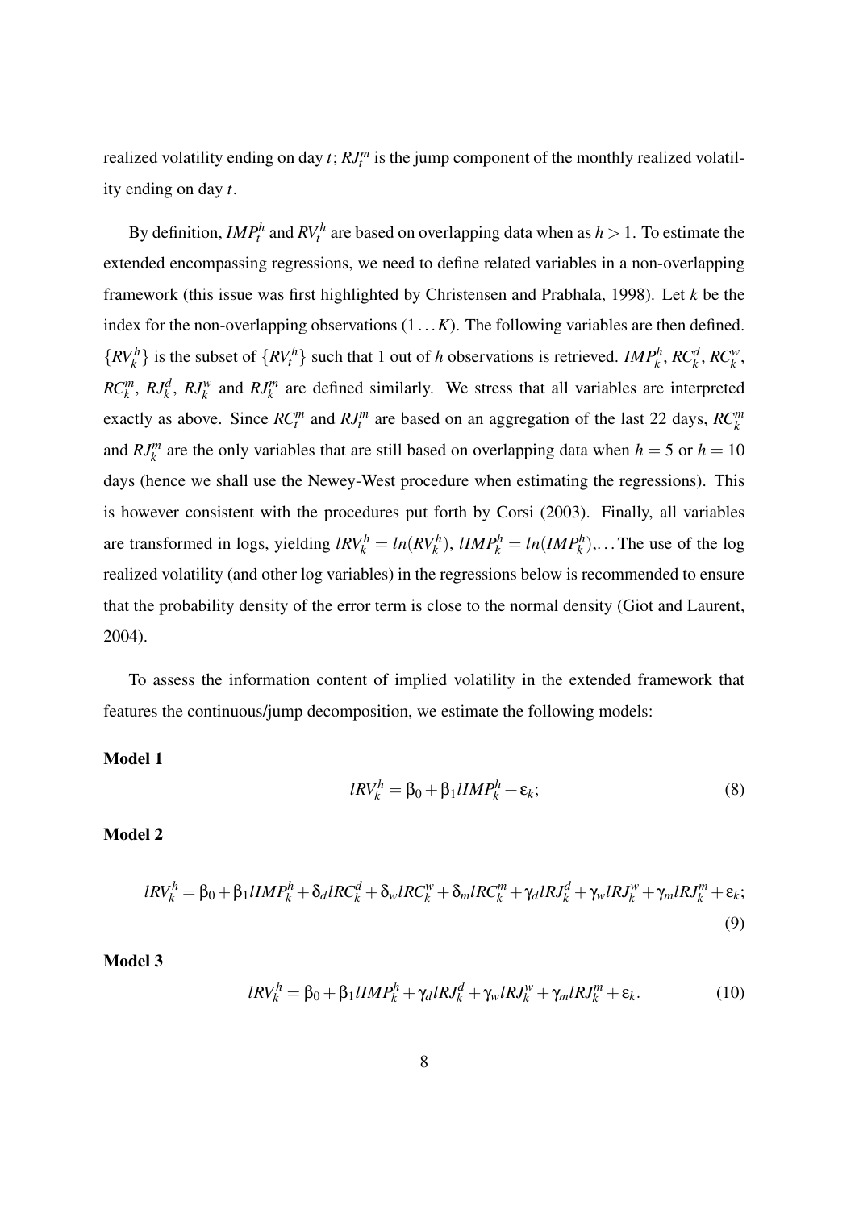realized volatility ending on day $t$; $RJ_t^m$ is the jump component of the monthly realized volatility ending on day $t$.

By definition, $IMP_t^h$ and $RV_t^h$ are based on overlapping data when as $h > 1$. To estimate the extended encompassing regressions, we need to define related variables in a non-overlapping framework (this issue was first highlighted by Christensen and Prabhala, 1998). Let $k$ be the index for the non-overlapping observations $(1 \ldots K)$. The following variables are then defined. $\{RV_k^h\}$ is the subset of $\{RV_t^h\}$ such that 1 out of $h$ observations is retrieved. $IMP_k^h$, $RC_k^d$, $RC_k^w$, $RC_k^m$, $RJ_k^d$, $RJ_k^w$ and $RJ_k^m$ are defined similarly. We stress that all variables are interpreted exactly as above. Since $RC_t^m$ and $RJ_t^m$ are based on an aggregation of the last 22 days, $RC_k^m$ and $RJ_k^m$ are the only variables that are still based on overlapping data when $h = 5$ or $h = 10$ days (hence we shall use the Newey-West procedure when estimating the regressions). This is however consistent with the procedures put forth by Corsi (2003). Finally, all variables are transformed in logs, yielding $lRV_k^h = ln(RV_k^h)$, $lIMP_k^h = ln(IMP_k^h)$,... The use of the log realized volatility (and other log variables) in the regressions below is recommended to ensure that the probability density of the error term is close to the normal density (Giot and Laurent, 2004).

To assess the information content of implied volatility in the extended framework that features the continuous/jump decomposition, we estimate the following models:

**Model 1**

$$lRV_k^h = \beta_0 + \beta_1 lIMP_k^h + \varepsilon_k; \tag{8}$$

**Model 2**

$$lRV_k^h = \beta_0 + \beta_1 lIMP_k^h + \delta_d lRC_k^d + \delta_w lRC_k^w + \delta_m lRC_k^m + \gamma_d lRJ_k^d + \gamma_w lRJ_k^w + \gamma_m lRJ_k^m + \varepsilon_k; \tag{9}$$

**Model 3**

$$lRV_k^h = \beta_0 + \beta_1 lIMP_k^h + \gamma_d lRJ_k^d + \gamma_w lRJ_k^w + \gamma_m lRJ_k^m + \varepsilon_k. \tag{10}$$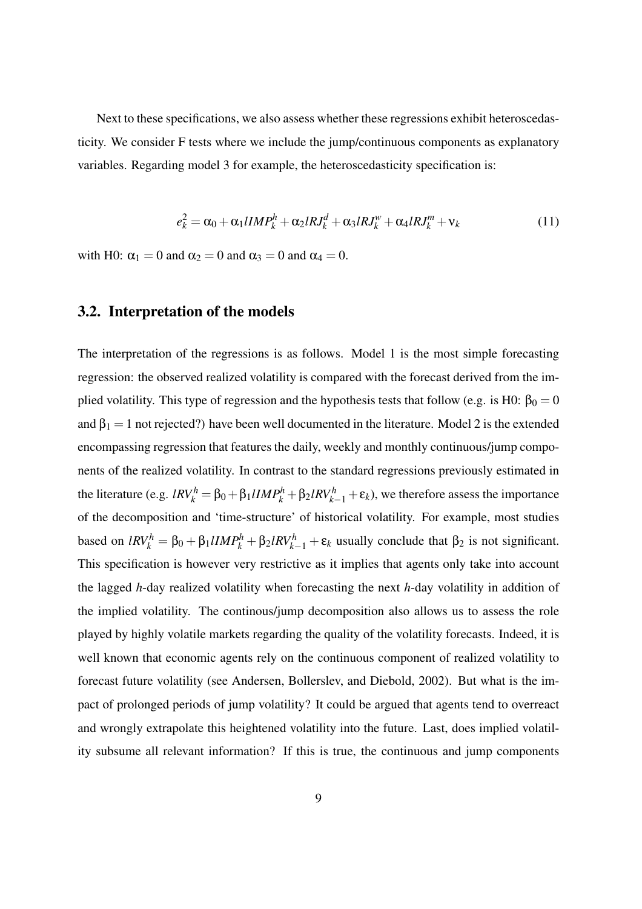Next to these specifications, we also assess whether these regressions exhibit heteroscedasticity. We consider F tests where we include the jump/continuous components as explanatory variables. Regarding model 3 for example, the heteroscedasticity specification is:

$$e_k^2 = \alpha_0 + \alpha_1 lIMP_k^h + \alpha_2 lRJ_k^d + \alpha_3 lRJ_k^w + \alpha_4 lRJ_k^m + \nu_k \tag{11}$$

with H0: $\alpha_1 = 0$ and $\alpha_2 = 0$ and $\alpha_3 = 0$ and $\alpha_4 = 0$.

## 3.2. Interpretation of the models

The interpretation of the regressions is as follows. Model 1 is the most simple forecasting regression: the observed realized volatility is compared with the forecast derived from the implied volatility. This type of regression and the hypothesis tests that follow (e.g. is H0: $\beta_0 = 0$ and $\beta_1 = 1$ not rejected?) have been well documented in the literature. Model 2 is the extended encompassing regression that features the daily, weekly and monthly continuous/jump components of the realized volatility. In contrast to the standard regressions previously estimated in the literature (e.g. $lRV_k^h = \beta_0 + \beta_1 lIMP_k^h + \beta_2 lRV_{k-1}^h + \varepsilon_k$), we therefore assess the importance of the decomposition and 'time-structure' of historical volatility. For example, most studies based on $lRV_k^h = \beta_0 + \beta_1 lIMP_k^h + \beta_2 lRV_{k-1}^h + \varepsilon_k$ usually conclude that $\beta_2$ is not significant. This specification is however very restrictive as it implies that agents only take into account the lagged $h$-day realized volatility when forecasting the next $h$-day volatility in addition of the implied volatility. The continous/jump decomposition also allows us to assess the role played by highly volatile markets regarding the quality of the volatility forecasts. Indeed, it is well known that economic agents rely on the continuous component of realized volatility to forecast future volatility (see Andersen, Bollerslev, and Diebold, 2002). But what is the impact of prolonged periods of jump volatility? It could be argued that agents tend to overreact and wrongly extrapolate this heightened volatility into the future. Last, does implied volatility subsume all relevant information? If this is true, the continuous and jump components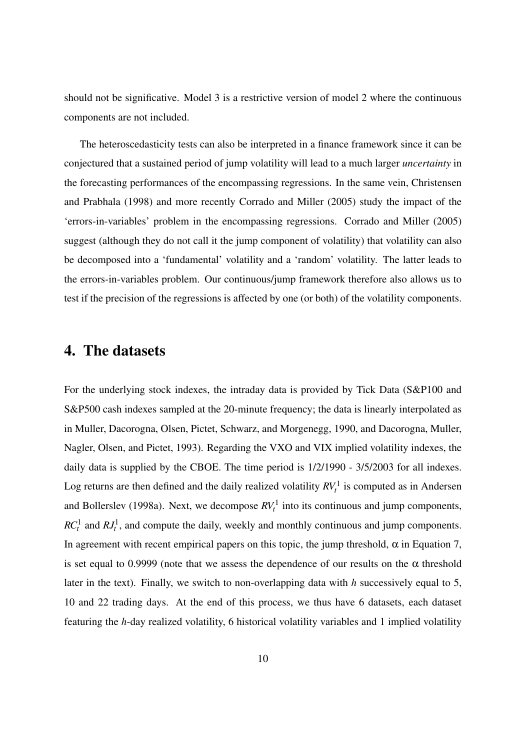should not be significative. Model 3 is a restrictive version of model 2 where the continuous components are not included.

The heteroscedasticity tests can also be interpreted in a finance framework since it can be conjectured that a sustained period of jump volatility will lead to a much larger *uncertainty* in the forecasting performances of the encompassing regressions. In the same vein, Christensen and Prabhala (1998) and more recently Corrado and Miller (2005) study the impact of the 'errors-in-variables' problem in the encompassing regressions. Corrado and Miller (2005) suggest (although they do not call it the jump component of volatility) that volatility can also be decomposed into a 'fundamental' volatility and a 'random' volatility. The latter leads to the errors-in-variables problem. Our continuous/jump framework therefore also allows us to test if the precision of the regressions is affected by one (or both) of the volatility components.

# 4. The datasets

For the underlying stock indexes, the intraday data is provided by Tick Data (S&P100 and S&P500 cash indexes sampled at the 20-minute frequency; the data is linearly interpolated as in Muller, Dacorogna, Olsen, Pictet, Schwarz, and Morgenegg, 1990, and Dacorogna, Muller, Nagler, Olsen, and Pictet, 1993). Regarding the VXO and VIX implied volatility indexes, the daily data is supplied by the CBOE. The time period is 1/2/1990 - 3/5/2003 for all indexes. Log returns are then defined and the daily realized volatility $RV_t^1$ is computed as in Andersen and Bollerslev (1998a). Next, we decompose $RV_t^1$ into its continuous and jump components, $RC_t^1$ and $RJ_t^1$, and compute the daily, weekly and monthly continuous and jump components. In agreement with recent empirical papers on this topic, the jump threshold, $\alpha$ in Equation 7, is set equal to 0.9999 (note that we assess the dependence of our results on the $\alpha$ threshold later in the text). Finally, we switch to non-overlapping data with $h$ successively equal to 5, 10 and 22 trading days. At the end of this process, we thus have 6 datasets, each dataset featuring the $h$-day realized volatility, 6 historical volatility variables and 1 implied volatility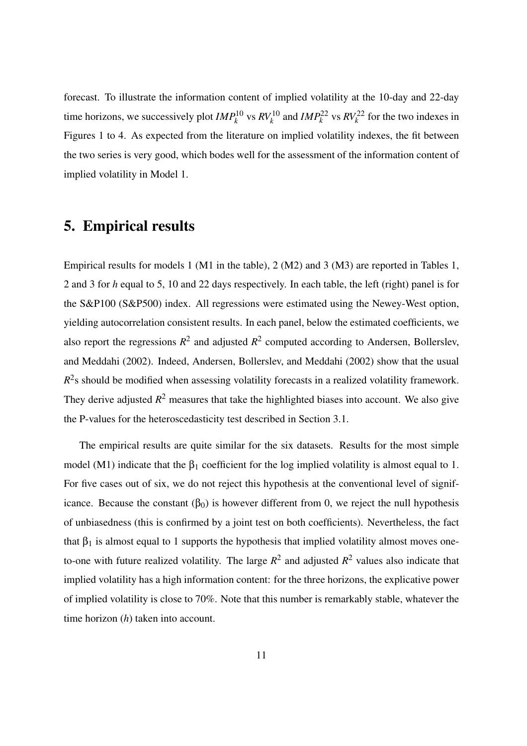forecast. To illustrate the information content of implied volatility at the 10-day and 22-day time horizons, we successively plot $IMP_k^{10}$ vs $RV_k^{10}$ and $IMP_k^{22}$ vs $RV_k^{22}$ for the two indexes in Figures 1 to 4. As expected from the literature on implied volatility indexes, the fit between the two series is very good, which bodes well for the assessment of the information content of implied volatility in Model 1.

# 5. Empirical results

Empirical results for models 1 (M1 in the table), 2 (M2) and 3 (M3) are reported in Tables 1, 2 and 3 for *h* equal to 5, 10 and 22 days respectively. In each table, the left (right) panel is for the S&P100 (S&P500) index. All regressions were estimated using the Newey-West option, yielding autocorrelation consistent results. In each panel, below the estimated coefficients, we also report the regressions $R^2$ and adjusted $R^2$ computed according to Andersen, Bollerslev, and Meddahi (2002). Indeed, Andersen, Bollerslev, and Meddahi (2002) show that the usual $R^2$s should be modified when assessing volatility forecasts in a realized volatility framework. They derive adjusted $R^2$ measures that take the highlighted biases into account. We also give the P-values for the heteroscedasticity test described in Section 3.1.

The empirical results are quite similar for the six datasets. Results for the most simple model (M1) indicate that the $\beta_1$ coefficient for the log implied volatility is almost equal to 1. For five cases out of six, we do not reject this hypothesis at the conventional level of significance. Because the constant ($\beta_0$) is however different from 0, we reject the null hypothesis of unbiasedness (this is confirmed by a joint test on both coefficients). Nevertheless, the fact that $\beta_1$ is almost equal to 1 supports the hypothesis that implied volatility almost moves one-to-one with future realized volatility. The large $R^2$ and adjusted $R^2$ values also indicate that implied volatility has a high information content: for the three horizons, the explicative power of implied volatility is close to 70%. Note that this number is remarkably stable, whatever the time horizon (*h*) taken into account.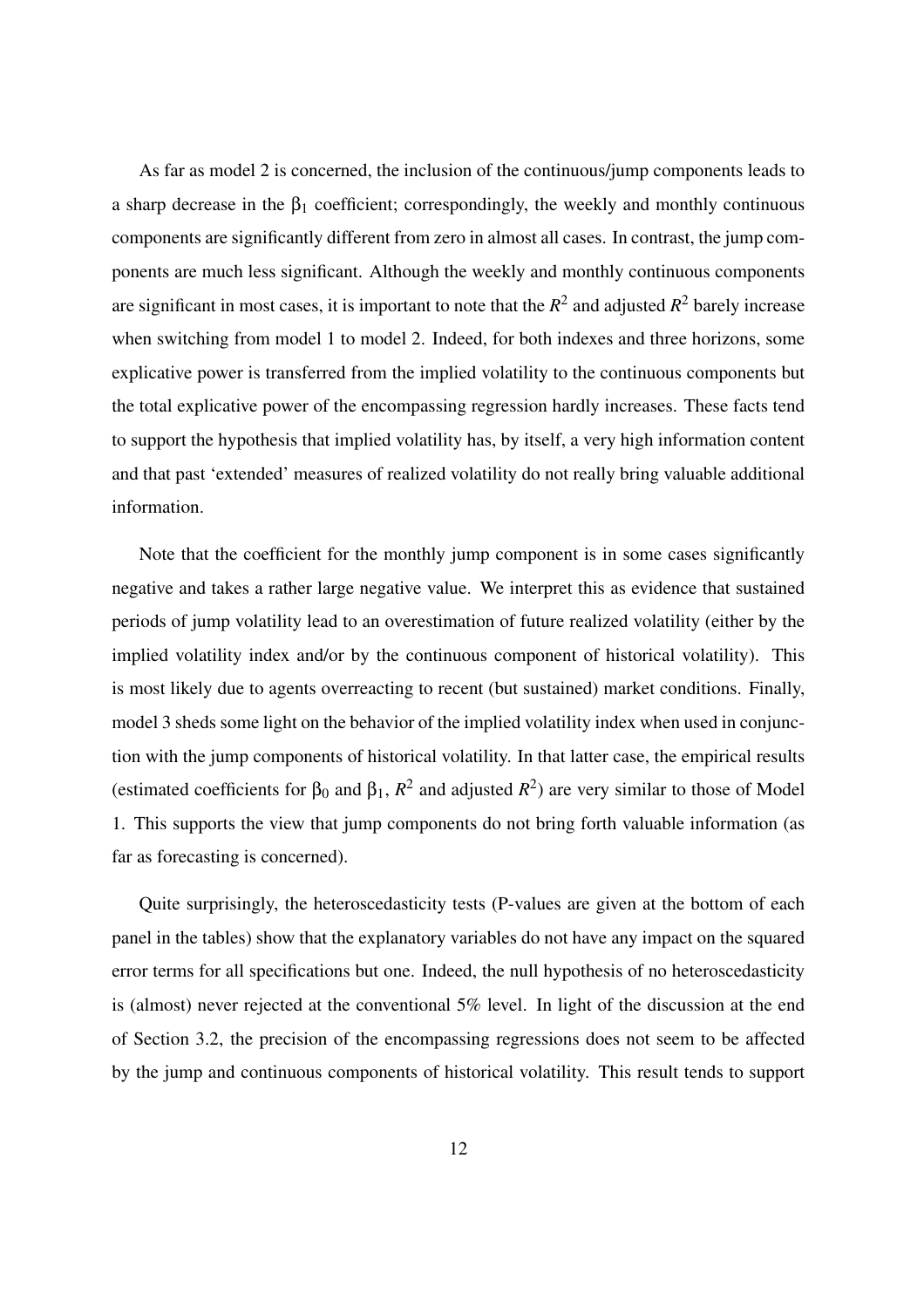As far as model 2 is concerned, the inclusion of the continuous/jump components leads to a sharp decrease in the $\beta_1$ coefficient; correspondingly, the weekly and monthly continuous components are significantly different from zero in almost all cases. In contrast, the jump components are much less significant. Although the weekly and monthly continuous components are significant in most cases, it is important to note that the $R^2$ and adjusted $R^2$ barely increase when switching from model 1 to model 2. Indeed, for both indexes and three horizons, some explicative power is transferred from the implied volatility to the continuous components but the total explicative power of the encompassing regression hardly increases. These facts tend to support the hypothesis that implied volatility has, by itself, a very high information content and that past 'extended' measures of realized volatility do not really bring valuable additional information.

Note that the coefficient for the monthly jump component is in some cases significantly negative and takes a rather large negative value. We interpret this as evidence that sustained periods of jump volatility lead to an overestimation of future realized volatility (either by the implied volatility index and/or by the continuous component of historical volatility). This is most likely due to agents overreacting to recent (but sustained) market conditions. Finally, model 3 sheds some light on the behavior of the implied volatility index when used in conjunction with the jump components of historical volatility. In that latter case, the empirical results (estimated coefficients for $\beta_0$ and $\beta_1$, $R^2$ and adjusted $R^2$) are very similar to those of Model 1. This supports the view that jump components do not bring forth valuable information (as far as forecasting is concerned).

Quite surprisingly, the heteroscedasticity tests (P-values are given at the bottom of each panel in the tables) show that the explanatory variables do not have any impact on the squared error terms for all specifications but one. Indeed, the null hypothesis of no heteroscedasticity is (almost) never rejected at the conventional 5% level. In light of the discussion at the end of Section 3.2, the precision of the encompassing regressions does not seem to be affected by the jump and continuous components of historical volatility. This result tends to support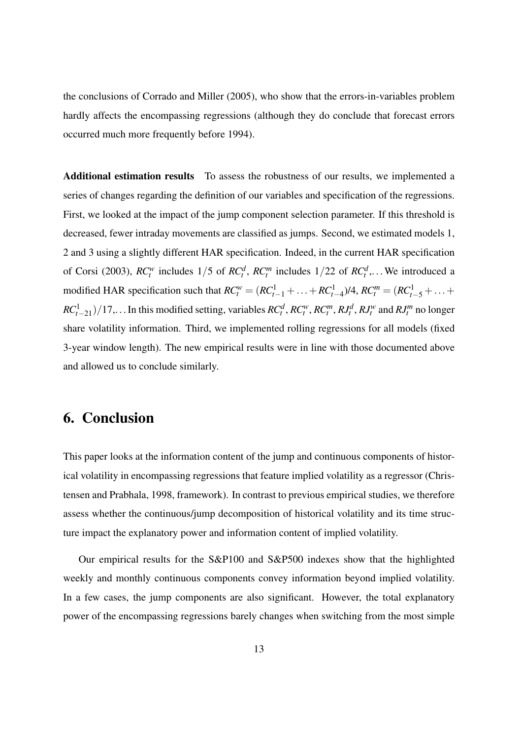the conclusions of Corrado and Miller (2005), who show that the errors-in-variables problem hardly affects the encompassing regressions (although they do conclude that forecast errors occurred much more frequently before 1994).

**Additional estimation results** To assess the robustness of our results, we implemented a series of changes regarding the definition of our variables and specification of the regressions. First, we looked at the impact of the jump component selection parameter. If this threshold is decreased, fewer intraday movements are classified as jumps. Second, we estimated models 1, 2 and 3 using a slightly different HAR specification. Indeed, in the current HAR specification of Corsi (2003), $RC_t^w$ includes $1/5$ of $RC_t^d$, $RC_t^m$ includes $1/22$ of $RC_t^d$,... We introduced a modified HAR specification such that $RC_t^w = (RC_{t-1}^1 + \ldots + RC_{t-4}^1)/4$, $RC_t^m = (RC_{t-5}^1 + \ldots + RC_{t-21}^1)/17$,... In this modified setting, variables $RC_t^d$, $RC_t^w$, $RC_t^m$, $RJ_t^d$, $RJ_t^w$ and $RJ_t^m$ no longer share volatility information. Third, we implemented rolling regressions for all models (fixed 3-year window length). The new empirical results were in line with those documented above and allowed us to conclude similarly.

## 6. Conclusion

This paper looks at the information content of the jump and continuous components of historical volatility in encompassing regressions that feature implied volatility as a regressor (Christensen and Prabhala, 1998, framework). In contrast to previous empirical studies, we therefore assess whether the continuous/jump decomposition of historical volatility and its time structure impact the explanatory power and information content of implied volatility.

Our empirical results for the S&P100 and S&P500 indexes show that the highlighted weekly and monthly continuous components convey information beyond implied volatility. In a few cases, the jump components are also significant. However, the total explanatory power of the encompassing regressions barely changes when switching from the most simple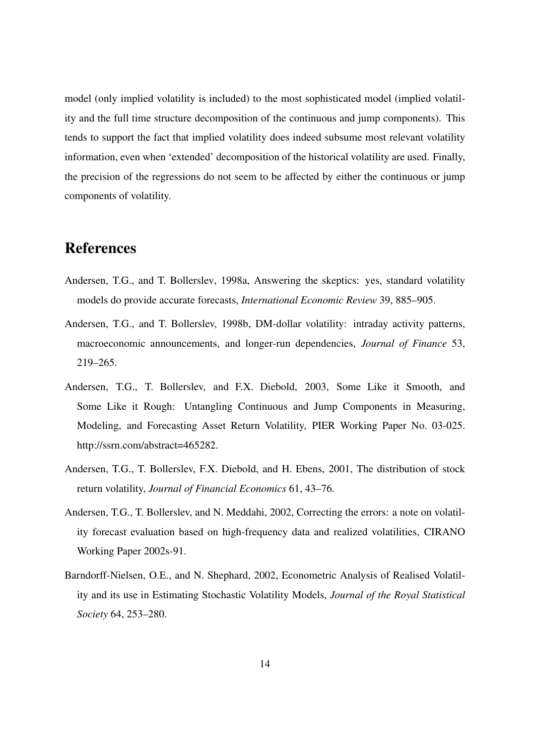model (only implied volatility is included) to the most sophisticated model (implied volatility and the full time structure decomposition of the continuous and jump components). This tends to support the fact that implied volatility does indeed subsume most relevant volatility information, even when 'extended' decomposition of the historical volatility are used. Finally, the precision of the regressions do not seem to be affected by either the continuous or jump components of volatility.

# References

Andersen, T.G., and T. Bollerslev, 1998a, Answering the skeptics: yes, standard volatility models do provide accurate forecasts, *International Economic Review* 39, 885–905.

Andersen, T.G., and T. Bollerslev, 1998b, DM-dollar volatility: intraday activity patterns, macroeconomic announcements, and longer-run dependencies, *Journal of Finance* 53, 219–265.

Andersen, T.G., T. Bollerslev, and F.X. Diebold, 2003, Some Like it Smooth, and Some Like it Rough: Untangling Continuous and Jump Components in Measuring, Modeling, and Forecasting Asset Return Volatility, PIER Working Paper No. 03-025. http://ssrn.com/abstract=465282.

Andersen, T.G., T. Bollerslev, F.X. Diebold, and H. Ebens, 2001, The distribution of stock return volatility, *Journal of Financial Economics* 61, 43–76.

Andersen, T.G., T. Bollerslev, and N. Meddahi, 2002, Correcting the errors: a note on volatility forecast evaluation based on high-frequency data and realized volatilities, CIRANO Working Paper 2002s-91.

Barndorff-Nielsen, O.E., and N. Shephard, 2002, Econometric Analysis of Realised Volatility and its use in Estimating Stochastic Volatility Models, *Journal of the Royal Statistical Society* 64, 253–280.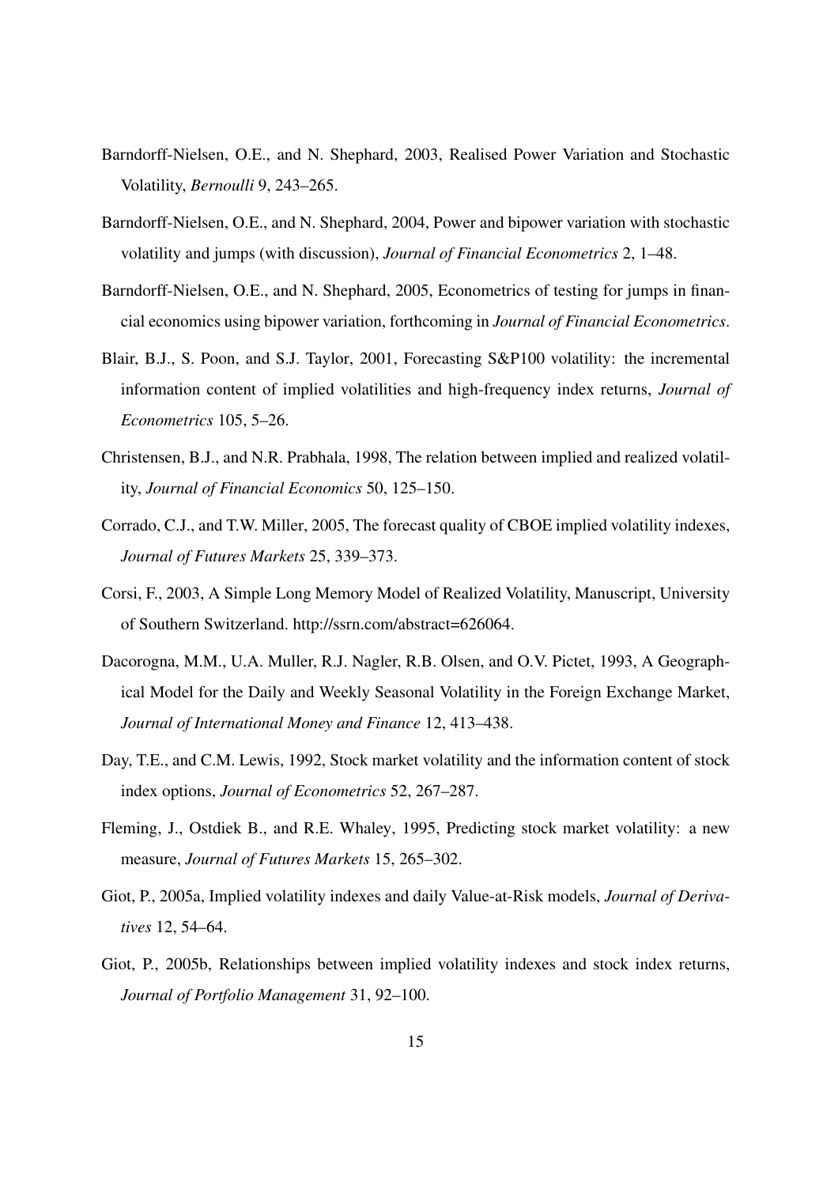Barndorff-Nielsen, O.E., and N. Shephard, 2003, Realised Power Variation and Stochastic Volatility, *Bernoulli* 9, 243–265.

Barndorff-Nielsen, O.E., and N. Shephard, 2004, Power and bipower variation with stochastic volatility and jumps (with discussion), *Journal of Financial Econometrics* 2, 1–48.

Barndorff-Nielsen, O.E., and N. Shephard, 2005, Econometrics of testing for jumps in financial economics using bipower variation, forthcoming in *Journal of Financial Econometrics*.

Blair, B.J., S. Poon, and S.J. Taylor, 2001, Forecasting S&P100 volatility: the incremental information content of implied volatilities and high-frequency index returns, *Journal of Econometrics* 105, 5–26.

Christensen, B.J., and N.R. Prabhala, 1998, The relation between implied and realized volatility, *Journal of Financial Economics* 50, 125–150.

Corrado, C.J., and T.W. Miller, 2005, The forecast quality of CBOE implied volatility indexes, *Journal of Futures Markets* 25, 339–373.

Corsi, F., 2003, A Simple Long Memory Model of Realized Volatility, Manuscript, University of Southern Switzerland. http://ssrn.com/abstract=626064.

Dacorogna, M.M., U.A. Muller, R.J. Nagler, R.B. Olsen, and O.V. Pictet, 1993, A Geographical Model for the Daily and Weekly Seasonal Volatility in the Foreign Exchange Market, *Journal of International Money and Finance* 12, 413–438.

Day, T.E., and C.M. Lewis, 1992, Stock market volatility and the information content of stock index options, *Journal of Econometrics* 52, 267–287.

Fleming, J., Ostdiek B., and R.E. Whaley, 1995, Predicting stock market volatility: a new measure, *Journal of Futures Markets* 15, 265–302.

Giot, P., 2005a, Implied volatility indexes and daily Value-at-Risk models, *Journal of Derivatives* 12, 54–64.

Giot, P., 2005b, Relationships between implied volatility indexes and stock index returns, *Journal of Portfolio Management* 31, 92–100.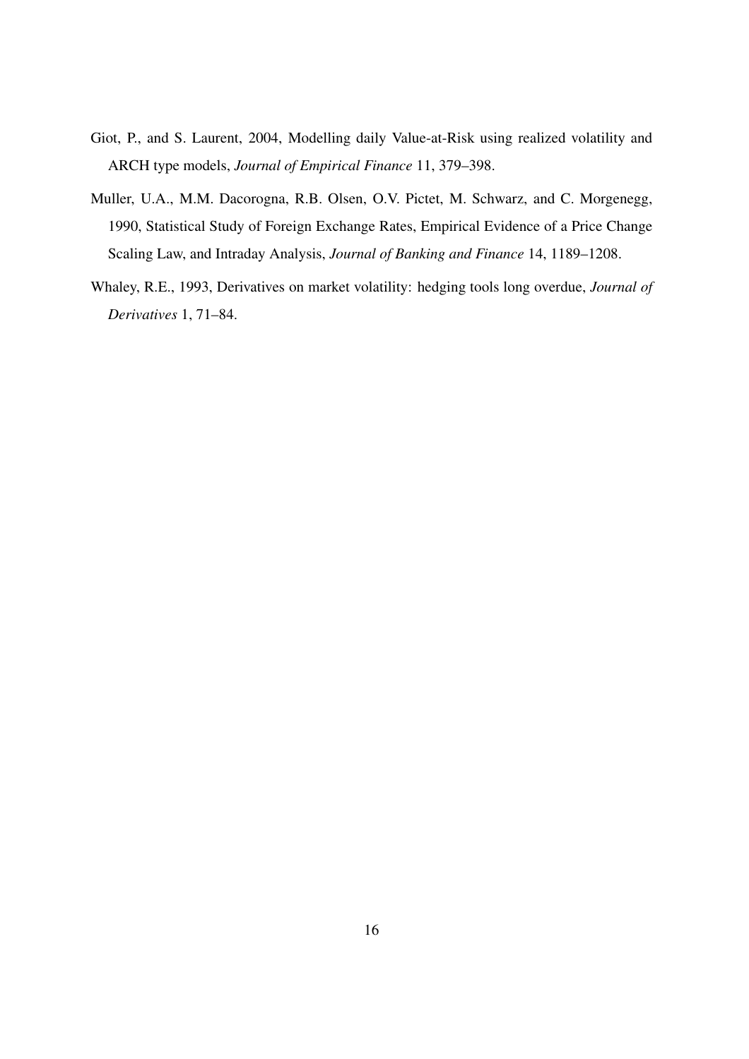Giot, P., and S. Laurent, 2004, Modelling daily Value-at-Risk using realized volatility and ARCH type models, *Journal of Empirical Finance* 11, 379–398.

Muller, U.A., M.M. Dacorogna, R.B. Olsen, O.V. Pictet, M. Schwarz, and C. Morgenegg, 1990, Statistical Study of Foreign Exchange Rates, Empirical Evidence of a Price Change Scaling Law, and Intraday Analysis, *Journal of Banking and Finance* 14, 1189–1208.

Whaley, R.E., 1993, Derivatives on market volatility: hedging tools long overdue, *Journal of Derivatives* 1, 71–84.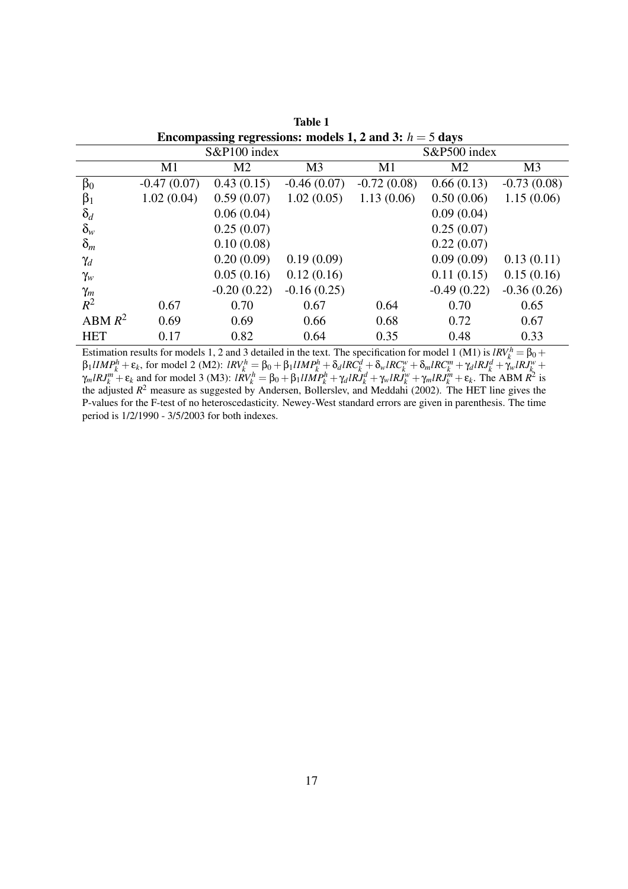**Table 1**
**Encompassing regressions: models 1, 2 and 3: $h = 5$ days**

| | S&P100 index | | | S&P500 index | | |
|---|---|---|---|---|---|---|
| | M1 | M2 | M3 | M1 | M2 | M3 |
| $\beta_0$ | -0.47 (0.07) | 0.43 (0.15) | -0.46 (0.07) | -0.72 (0.08) | 0.66 (0.13) | -0.73 (0.08) |
| $\beta_1$ | 1.02 (0.04) | 0.59 (0.07) | 1.02 (0.05) | 1.13 (0.06) | 0.50 (0.06) | 1.15 (0.06) |
| $\delta_d$ | | 0.06 (0.04) | | | 0.09 (0.04) | |
| $\delta_w$ | | 0.25 (0.07) | | | 0.25 (0.07) | |
| $\delta_m$ | | 0.10 (0.08) | | | 0.22 (0.07) | |
| $\gamma_d$ | | 0.20 (0.09) | 0.19 (0.09) | | 0.09 (0.09) | 0.13 (0.11) |
| $\gamma_w$ | | 0.05 (0.16) | 0.12 (0.16) | | 0.11 (0.15) | 0.15 (0.16) |
| $\gamma_m$ | | -0.20 (0.22) | -0.16 (0.25) | | -0.49 (0.22) | -0.36 (0.26) |
| $R^2$ | 0.67 | 0.70 | 0.67 | 0.64 | 0.70 | 0.65 |
| ABM $R^2$ | 0.69 | 0.69 | 0.66 | 0.68 | 0.72 | 0.67 |
| HET | 0.17 | 0.82 | 0.64 | 0.35 | 0.48 | 0.33 |

Estimation results for models 1, 2 and 3 detailed in the text. The specification for model 1 (M1) is $lRV_k^h = \beta_0 + \beta_1 lIMP_k^h + \varepsilon_k$, for model 2 (M2): $lRV_k^h = \beta_0 + \beta_1 lIMP_k^h + \delta_d lRC_k^d + \delta_w lRC_k^w + \delta_m lRC_k^m + \gamma_d lRJ_k^d + \gamma_w lRJ_k^w + \gamma_m lRJ_k^m + \varepsilon_k$ and for model 3 (M3): $lRV_k^h = \beta_0 + \beta_1 lIMP_k^h + \gamma_d lRJ_k^d + \gamma_w lRJ_k^w + \gamma_m lRJ_k^m + \varepsilon_k$. The ABM $R^2$ is the adjusted $R^2$ measure as suggested by Andersen, Bollerslev, and Meddahi (2002). The HET line gives the P-values for the F-test of no heteroscedasticity. Newey-West standard errors are given in parenthesis. The time period is 1/2/1990 - 3/5/2003 for both indexes.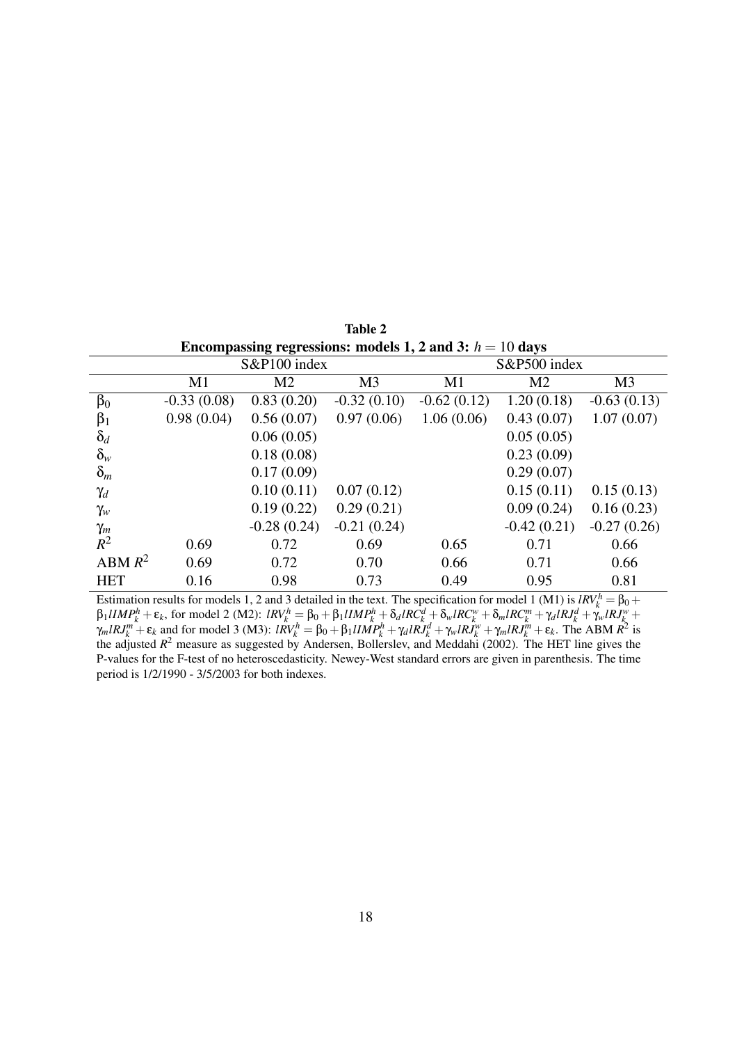**Table 2**

**Encompassing regressions: models 1, 2 and 3: $h = 10$ days**

| | S&P100 index | | | S&P500 index | | |
|---|---|---|---|---|---|---|
| | M1 | M2 | M3 | M1 | M2 | M3 |
| $\beta_0$ | -0.33 (0.08) | 0.83 (0.20) | -0.32 (0.10) | -0.62 (0.12) | 1.20 (0.18) | -0.63 (0.13) |
| $\beta_1$ | 0.98 (0.04) | 0.56 (0.07) | 0.97 (0.06) | 1.06 (0.06) | 0.43 (0.07) | 1.07 (0.07) |
| $\delta_d$ | | 0.06 (0.05) | | | 0.05 (0.05) | |
| $\delta_w$ | | 0.18 (0.08) | | | 0.23 (0.09) | |
| $\delta_m$ | | 0.17 (0.09) | | | 0.29 (0.07) | |
| $\gamma_d$ | | 0.10 (0.11) | 0.07 (0.12) | | 0.15 (0.11) | 0.15 (0.13) |
| $\gamma_w$ | | 0.19 (0.22) | 0.29 (0.21) | | 0.09 (0.24) | 0.16 (0.23) |
| $\gamma_m$ | | -0.28 (0.24) | -0.21 (0.24) | | -0.42 (0.21) | -0.27 (0.26) |
| $R^2$ | 0.69 | 0.72 | 0.69 | 0.65 | 0.71 | 0.66 |
| ABM $R^2$ | 0.69 | 0.72 | 0.70 | 0.66 | 0.71 | 0.66 |
| HET | 0.16 | 0.98 | 0.73 | 0.49 | 0.95 | 0.81 |

Estimation results for models 1, 2 and 3 detailed in the text. The specification for model 1 (M1) is $lRV_k^h = \beta_0 + \beta_1 lIMP_k^h + \varepsilon_k$, for model 2 (M2): $lRV_k^h = \beta_0 + \beta_1 lIMP_k^h + \delta_d lRC_k^d + \delta_w lRC_k^w + \delta_m lRC_k^m + \gamma_d lRJ_k^d + \gamma_w lRJ_k^w + \gamma_m lRJ_k^m + \varepsilon_k$ and for model 3 (M3): $lRV_k^h = \beta_0 + \beta_1 lIMP_k^h + \gamma_d lRJ_k^d + \gamma_w lRJ_k^w + \gamma_m lRJ_k^m + \varepsilon_k$. The ABM $R^2$ is the adjusted $R^2$ measure as suggested by Andersen, Bollerslev, and Meddahi (2002). The HET line gives the P-values for the F-test of no heteroscedasticity. Newey-West standard errors are given in parenthesis. The time period is 1/2/1990 - 3/5/2003 for both indexes.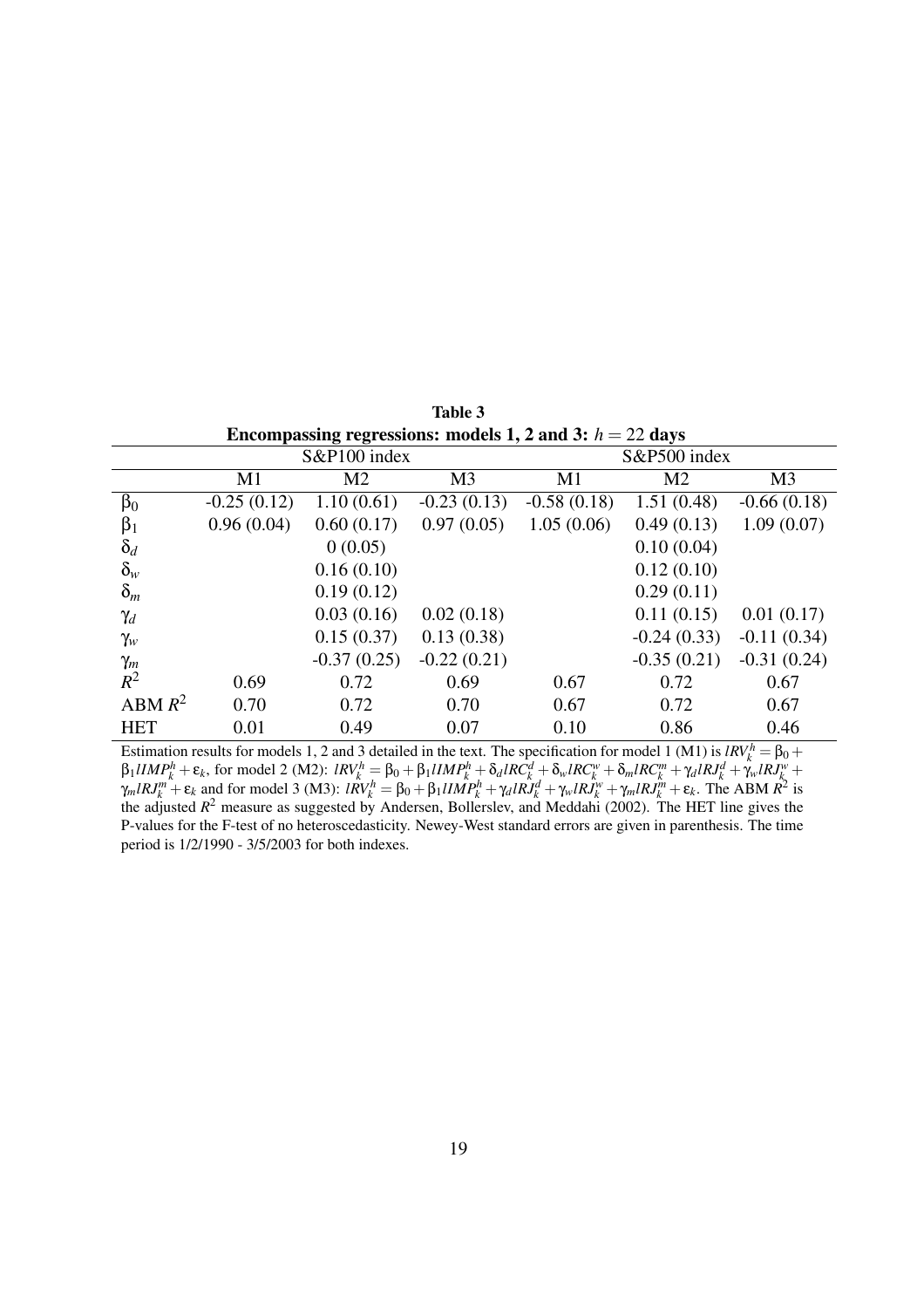**Table 3**

**Encompassing regressions: models 1, 2 and 3: $h = 22$ days**

| | S&P100 index | | | S&P500 index | | |
|---|---|---|---|---|---|---|
| | M1 | M2 | M3 | M1 | M2 | M3 |
| $\beta_0$ | -0.25 (0.12) | 1.10 (0.61) | -0.23 (0.13) | -0.58 (0.18) | 1.51 (0.48) | -0.66 (0.18) |
| $\beta_1$ | 0.96 (0.04) | 0.60 (0.17) | 0.97 (0.05) | 1.05 (0.06) | 0.49 (0.13) | 1.09 (0.07) |
| $\delta_d$ | | 0 (0.05) | | | 0.10 (0.04) | |
| $\delta_w$ | | 0.16 (0.10) | | | 0.12 (0.10) | |
| $\delta_m$ | | 0.19 (0.12) | | | 0.29 (0.11) | |
| $\gamma_d$ | | 0.03 (0.16) | 0.02 (0.18) | | 0.11 (0.15) | 0.01 (0.17) |
| $\gamma_w$ | | 0.15 (0.37) | 0.13 (0.38) | | -0.24 (0.33) | -0.11 (0.34) |
| $\gamma_m$ | | -0.37 (0.25) | -0.22 (0.21) | | -0.35 (0.21) | -0.31 (0.24) |
| $R^2$ | 0.69 | 0.72 | 0.69 | 0.67 | 0.72 | 0.67 |
| ABM $R^2$ | 0.70 | 0.72 | 0.70 | 0.67 | 0.72 | 0.67 |
| HET | 0.01 | 0.49 | 0.07 | 0.10 | 0.86 | 0.46 |

Estimation results for models 1, 2 and 3 detailed in the text. The specification for model 1 (M1) is $lRV_k^h = \beta_0 + \beta_1 lIMP_k^h + \varepsilon_k$, for model 2 (M2): $lRV_k^h = \beta_0 + \beta_1 lIMP_k^h + \delta_d lRC_k^d + \delta_w lRC_k^w + \delta_m lRC_k^m + \gamma_d lRJ_k^d + \gamma_w lRJ_k^w + \gamma_m lRJ_k^m + \varepsilon_k$ and for model 3 (M3): $lRV_k^h = \beta_0 + \beta_1 lIMP_k^h + \gamma_d lRJ_k^d + \gamma_w lRJ_k^w + \gamma_m lRJ_k^m + \varepsilon_k$. The ABM $R^2$ is the adjusted $R^2$ measure as suggested by Andersen, Bollerslev, and Meddahi (2002). The HET line gives the P-values for the F-test of no heteroscedasticity. Newey-West standard errors are given in parenthesis. The time period is 1/2/1990 - 3/5/2003 for both indexes.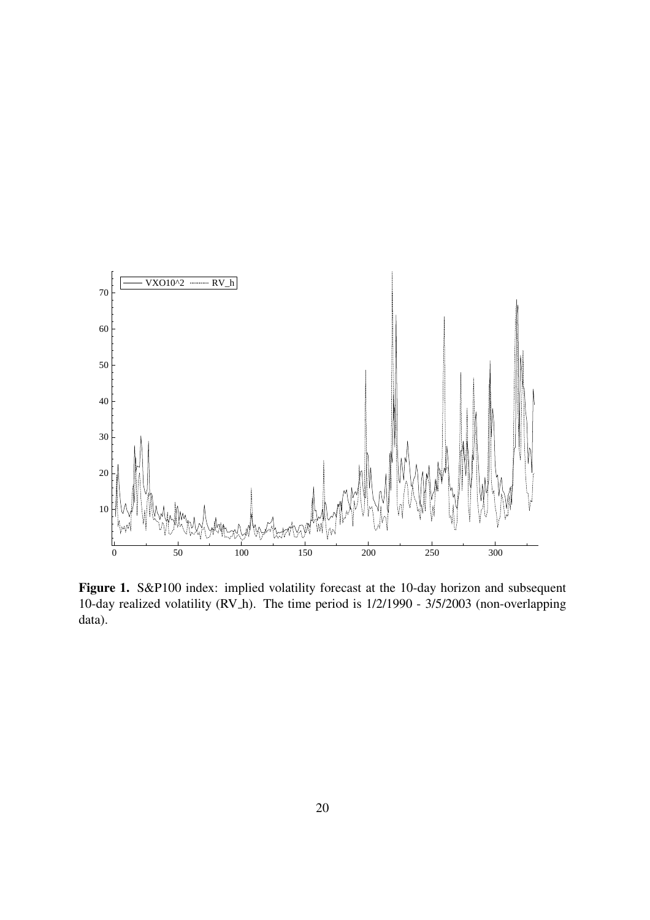**Figure 1.** S&P100 index: implied volatility forecast at the 10-day horizon and subsequent 10-day realized volatility (RV_h). The time period is 1/2/1990 - 3/5/2003 (non-overlapping data).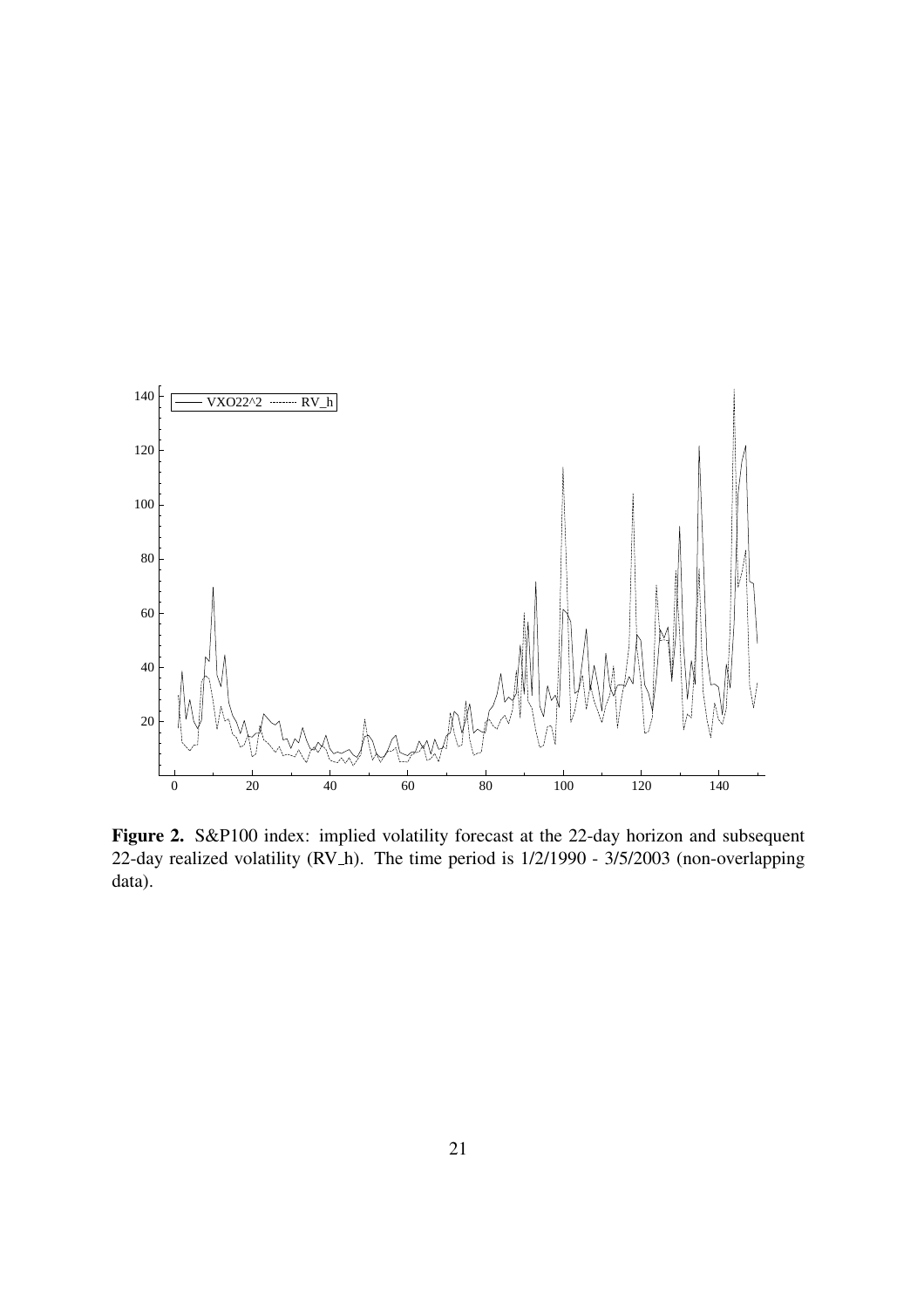**Figure 2.** S&P100 index: implied volatility forecast at the 22-day horizon and subsequent 22-day realized volatility (RV_h). The time period is 1/2/1990 - 3/5/2003 (non-overlapping data).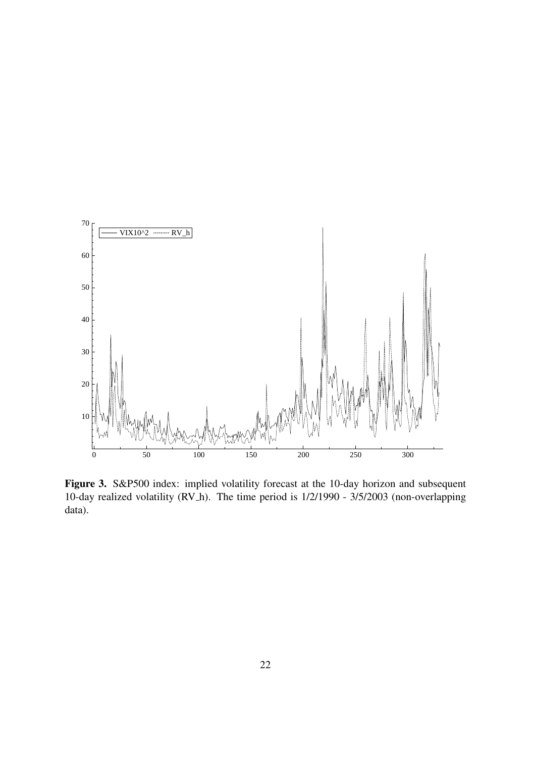**Figure 3.** S&P500 index: implied volatility forecast at the 10-day horizon and subsequent 10-day realized volatility (RV_h). The time period is 1/2/1990 - 3/5/2003 (non-overlapping data).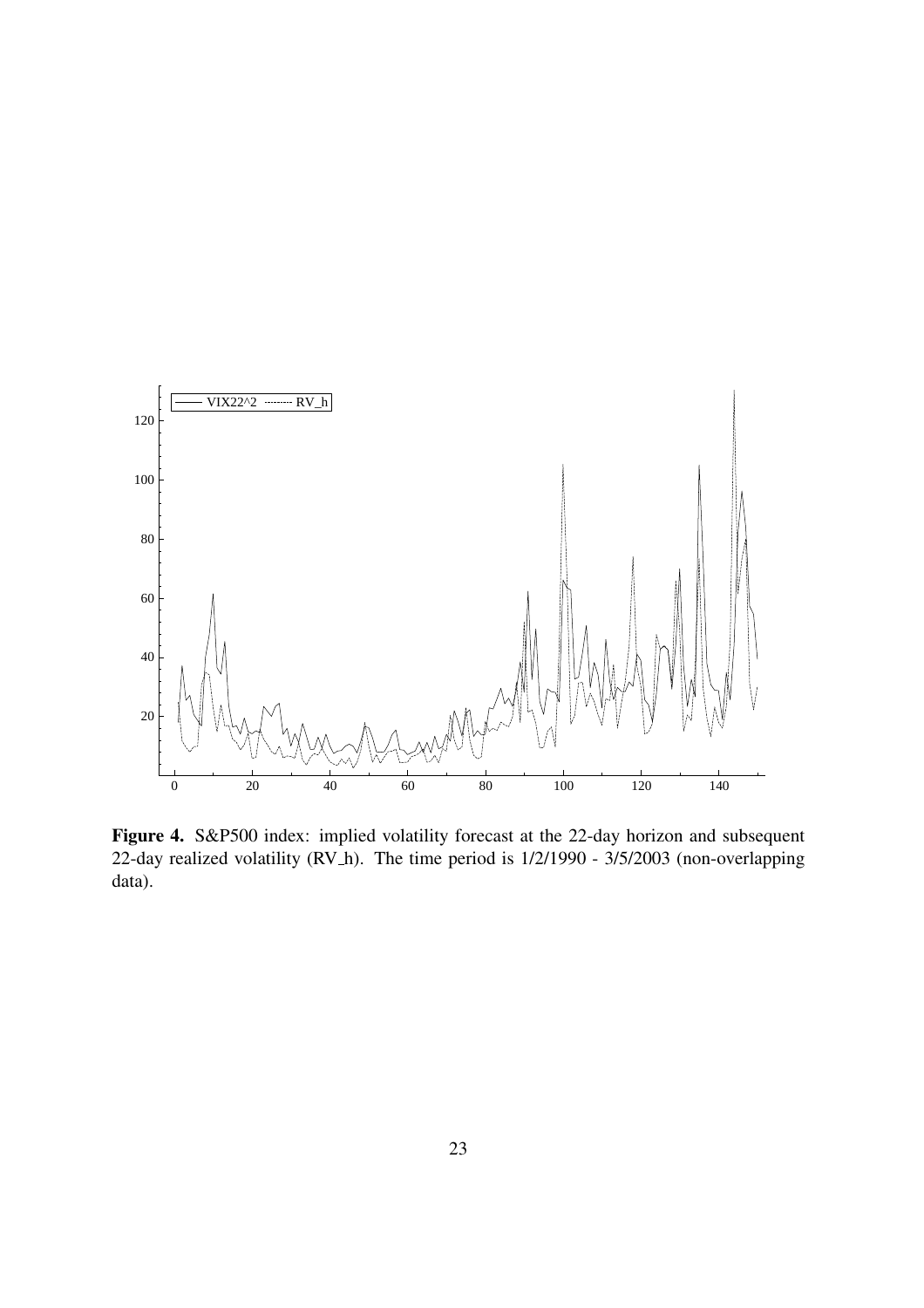VIX22^2 RV_h

120

100

80

60

40

20

0 20 40 60 80 100 120 140

**Figure 4.** S&P500 index: implied volatility forecast at the 22-day horizon and subsequent 22-day realized volatility (RV_h). The time period is 1/2/1990 - 3/5/2003 (non-overlapping data).